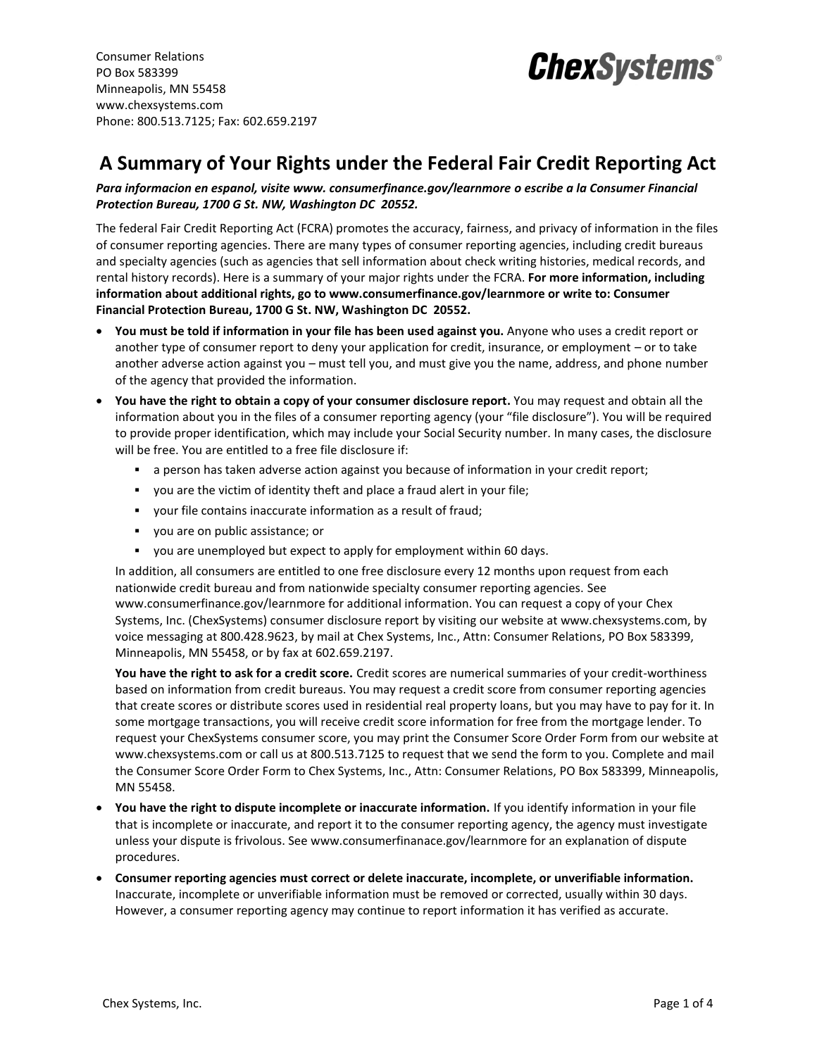Consumer Relations
PO Box 583399
Minneapolis, MN 55458
www.chexsystems.com
Phone: 800.513.7125; Fax: 602.659.2197

**ChexSystems**®

# A Summary of Your Rights under the Federal Fair Credit Reporting Act

***Para informacion en espanol, visite www. consumerfinance.gov/learnmore o escribe a la Consumer Financial Protection Bureau, 1700 G St. NW, Washington DC 20552.***

The federal Fair Credit Reporting Act (FCRA) promotes the accuracy, fairness, and privacy of information in the files of consumer reporting agencies. There are many types of consumer reporting agencies, including credit bureaus and specialty agencies (such as agencies that sell information about check writing histories, medical records, and rental history records). Here is a summary of your major rights under the FCRA. **For more information, including information about additional rights, go to www.consumerfinance.gov/learnmore or write to: Consumer Financial Protection Bureau, 1700 G St. NW, Washington DC 20552.**

- **You must be told if information in your file has been used against you.** Anyone who uses a credit report or another type of consumer report to deny your application for credit, insurance, or employment – or to take another adverse action against you – must tell you, and must give you the name, address, and phone number of the agency that provided the information.
- **You have the right to obtain a copy of your consumer disclosure report.** You may request and obtain all the information about you in the files of a consumer reporting agency (your "file disclosure"). You will be required to provide proper identification, which may include your Social Security number. In many cases, the disclosure will be free. You are entitled to a free file disclosure if:
  - a person has taken adverse action against you because of information in your credit report;
  - you are the victim of identity theft and place a fraud alert in your file;
  - your file contains inaccurate information as a result of fraud;
  - you are on public assistance; or
  - you are unemployed but expect to apply for employment within 60 days.

  In addition, all consumers are entitled to one free disclosure every 12 months upon request from each nationwide credit bureau and from nationwide specialty consumer reporting agencies. See www.consumerfinance.gov/learnmore for additional information. You can request a copy of your Chex Systems, Inc. (ChexSystems) consumer disclosure report by visiting our website at www.chexsystems.com, by voice messaging at 800.428.9623, by mail at Chex Systems, Inc., Attn: Consumer Relations, PO Box 583399, Minneapolis, MN 55458, or by fax at 602.659.2197.

  **You have the right to ask for a credit score.** Credit scores are numerical summaries of your credit-worthiness based on information from credit bureaus. You may request a credit score from consumer reporting agencies that create scores or distribute scores used in residential real property loans, but you may have to pay for it. In some mortgage transactions, you will receive credit score information for free from the mortgage lender. To request your ChexSystems consumer score, you may print the Consumer Score Order Form from our website at www.chexsystems.com or call us at 800.513.7125 to request that we send the form to you. Complete and mail the Consumer Score Order Form to Chex Systems, Inc., Attn: Consumer Relations, PO Box 583399, Minneapolis, MN 55458.
- **You have the right to dispute incomplete or inaccurate information.** If you identify information in your file that is incomplete or inaccurate, and report it to the consumer reporting agency, the agency must investigate unless your dispute is frivolous. See www.consumerfinanace.gov/learnmore for an explanation of dispute procedures.
- **Consumer reporting agencies must correct or delete inaccurate, incomplete, or unverifiable information.** Inaccurate, incomplete or unverifiable information must be removed or corrected, usually within 30 days. However, a consumer reporting agency may continue to report information it has verified as accurate.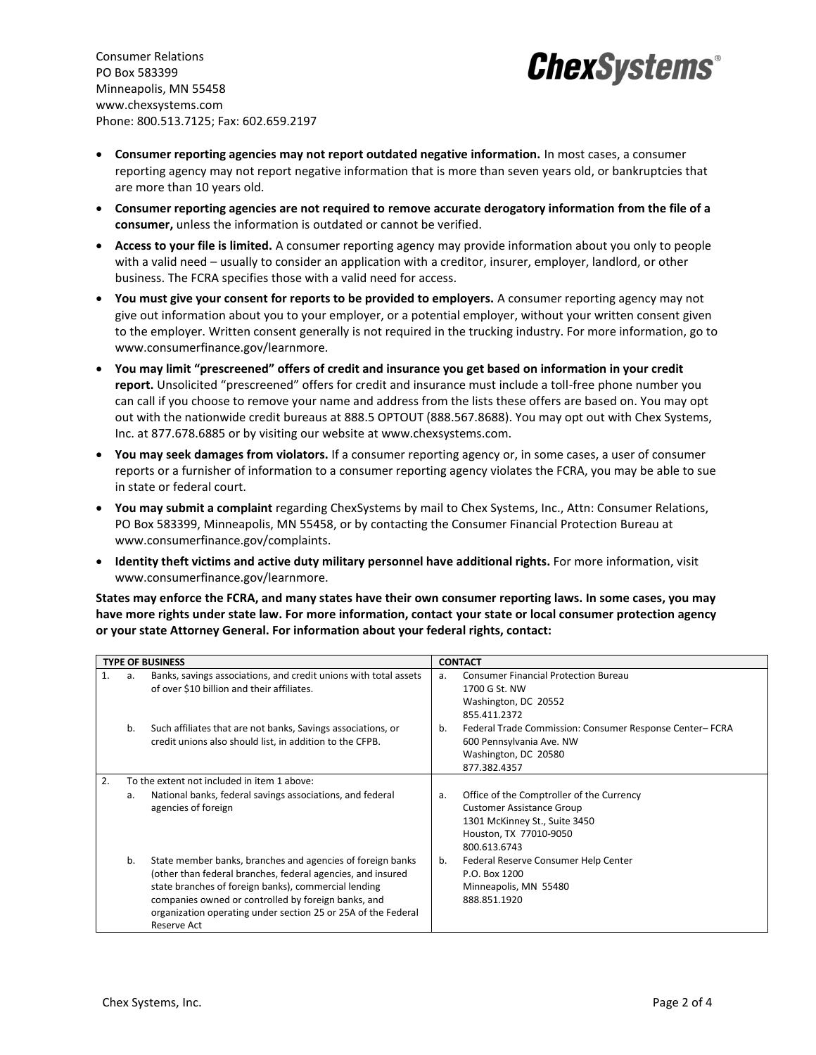Consumer Relations
PO Box 583399
Minneapolis, MN 55458
www.chexsystems.com
Phone: 800.513.7125; Fax: 602.659.2197

**ChexSystems**®

- **Consumer reporting agencies may not report outdated negative information.** In most cases, a consumer reporting agency may not report negative information that is more than seven years old, or bankruptcies that are more than 10 years old.
- **Consumer reporting agencies are not required to remove accurate derogatory information from the file of a consumer,** unless the information is outdated or cannot be verified.
- **Access to your file is limited.** A consumer reporting agency may provide information about you only to people with a valid need – usually to consider an application with a creditor, insurer, employer, landlord, or other business. The FCRA specifies those with a valid need for access.
- **You must give your consent for reports to be provided to employers.** A consumer reporting agency may not give out information about you to your employer, or a potential employer, without your written consent given to the employer. Written consent generally is not required in the trucking industry. For more information, go to www.consumerfinance.gov/learnmore.
- **You may limit "prescreened" offers of credit and insurance you get based on information in your credit report.** Unsolicited "prescreened" offers for credit and insurance must include a toll-free phone number you can call if you choose to remove your name and address from the lists these offers are based on. You may opt out with the nationwide credit bureaus at 888.5 OPTOUT (888.567.8688). You may opt out with Chex Systems, Inc. at 877.678.6885 or by visiting our website at www.chexsystems.com.
- **You may seek damages from violators.** If a consumer reporting agency or, in some cases, a user of consumer reports or a furnisher of information to a consumer reporting agency violates the FCRA, you may be able to sue in state or federal court.
- **You may submit a complaint** regarding ChexSystems by mail to Chex Systems, Inc., Attn: Consumer Relations, PO Box 583399, Minneapolis, MN 55458, or by contacting the Consumer Financial Protection Bureau at www.consumerfinance.gov/complaints.
- **Identity theft victims and active duty military personnel have additional rights.** For more information, visit www.consumerfinance.gov/learnmore.

**States may enforce the FCRA, and many states have their own consumer reporting laws. In some cases, you may have more rights under state law. For more information, contact your state or local consumer protection agency or your state Attorney General. For information about your federal rights, contact:**

| TYPE OF BUSINESS | CONTACT |
|---|---|
| 1. a. Banks, savings associations, and credit unions with total assets of over $10 billion and their affiliates. | a. Consumer Financial Protection Bureau<br>1700 G St. NW<br>Washington, DC 20552<br>855.411.2372 |
| b. Such affiliates that are not banks, Savings associations, or credit unions also should list, in addition to the CFPB. | b. Federal Trade Commission: Consumer Response Center– FCRA<br>600 Pennsylvania Ave. NW<br>Washington, DC 20580<br>877.382.4357 |
| 2. To the extent not included in item 1 above:<br>a. National banks, federal savings associations, and federal agencies of foreign | a. Office of the Comptroller of the Currency<br>Customer Assistance Group<br>1301 McKinney St., Suite 3450<br>Houston, TX 77010-9050<br>800.613.6743 |
| b. State member banks, branches and agencies of foreign banks (other than federal branches, federal agencies, and insured state branches of foreign banks), commercial lending companies owned or controlled by foreign banks, and organization operating under section 25 or 25A of the Federal Reserve Act | b. Federal Reserve Consumer Help Center<br>P.O. Box 1200<br>Minneapolis, MN 55480<br>888.851.1920 |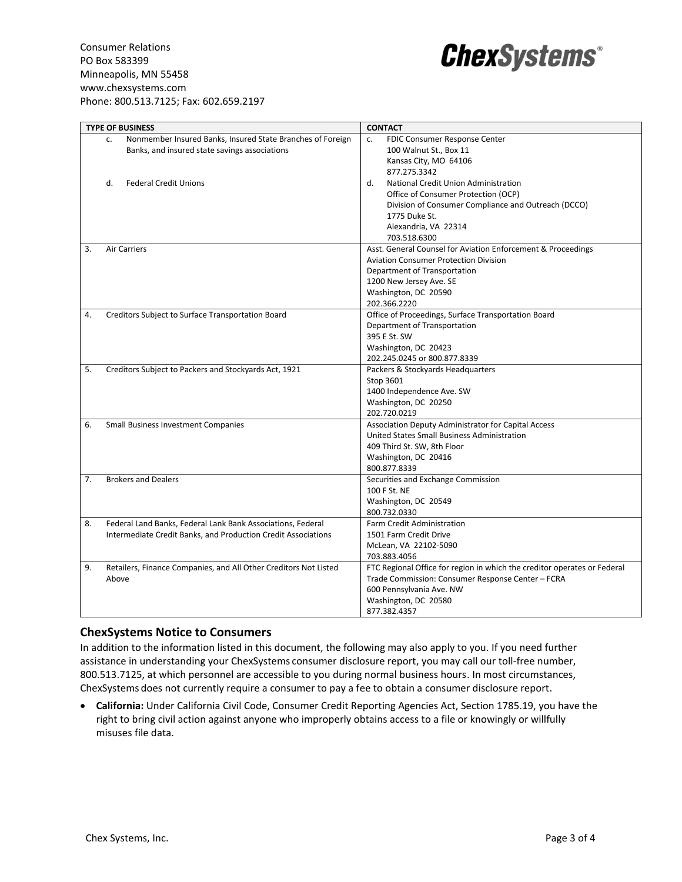Consumer Relations
PO Box 583399
Minneapolis, MN 55458
www.chexsystems.com
Phone: 800.513.7125; Fax: 602.659.2197

**ChexSystems®**

| TYPE OF BUSINESS | CONTACT |
|---|---|
| c. Nonmember Insured Banks, Insured State Branches of Foreign Banks, and insured state savings associations | c. FDIC Consumer Response Center<br>100 Walnut St., Box 11<br>Kansas City, MO 64106<br>877.275.3342 |
| d. Federal Credit Unions | d. National Credit Union Administration<br>Office of Consumer Protection (OCP)<br>Division of Consumer Compliance and Outreach (DCCO)<br>1775 Duke St.<br>Alexandria, VA 22314<br>703.518.6300 |
| 3. Air Carriers | Asst. General Counsel for Aviation Enforcement & Proceedings<br>Aviation Consumer Protection Division<br>Department of Transportation<br>1200 New Jersey Ave. SE<br>Washington, DC 20590<br>202.366.2220 |
| 4. Creditors Subject to Surface Transportation Board | Office of Proceedings, Surface Transportation Board<br>Department of Transportation<br>395 E St. SW<br>Washington, DC 20423<br>202.245.0245 or 800.877.8339 |
| 5. Creditors Subject to Packers and Stockyards Act, 1921 | Packers & Stockyards Headquarters<br>Stop 3601<br>1400 Independence Ave. SW<br>Washington, DC 20250<br>202.720.0219 |
| 6. Small Business Investment Companies | Association Deputy Administrator for Capital Access<br>United States Small Business Administration<br>409 Third St. SW, 8th Floor<br>Washington, DC 20416<br>800.877.8339 |
| 7. Brokers and Dealers | Securities and Exchange Commission<br>100 F St. NE<br>Washington, DC 20549<br>800.732.0330 |
| 8. Federal Land Banks, Federal Lank Bank Associations, Federal Intermediate Credit Banks, and Production Credit Associations | Farm Credit Administration<br>1501 Farm Credit Drive<br>McLean, VA 22102-5090<br>703.883.4056 |
| 9. Retailers, Finance Companies, and All Other Creditors Not Listed Above | FTC Regional Office for region in which the creditor operates or Federal Trade Commission: Consumer Response Center – FCRA<br>600 Pennsylvania Ave. NW<br>Washington, DC 20580<br>877.382.4357 |

## ChexSystems Notice to Consumers

In addition to the information listed in this document, the following may also apply to you. If you need further assistance in understanding your ChexSystems consumer disclosure report, you may call our toll-free number, 800.513.7125, at which personnel are accessible to you during normal business hours. In most circumstances, ChexSystems does not currently require a consumer to pay a fee to obtain a consumer disclosure report.

- **California:** Under California Civil Code, Consumer Credit Reporting Agencies Act, Section 1785.19, you have the right to bring civil action against anyone who improperly obtains access to a file or knowingly or willfully misuses file data.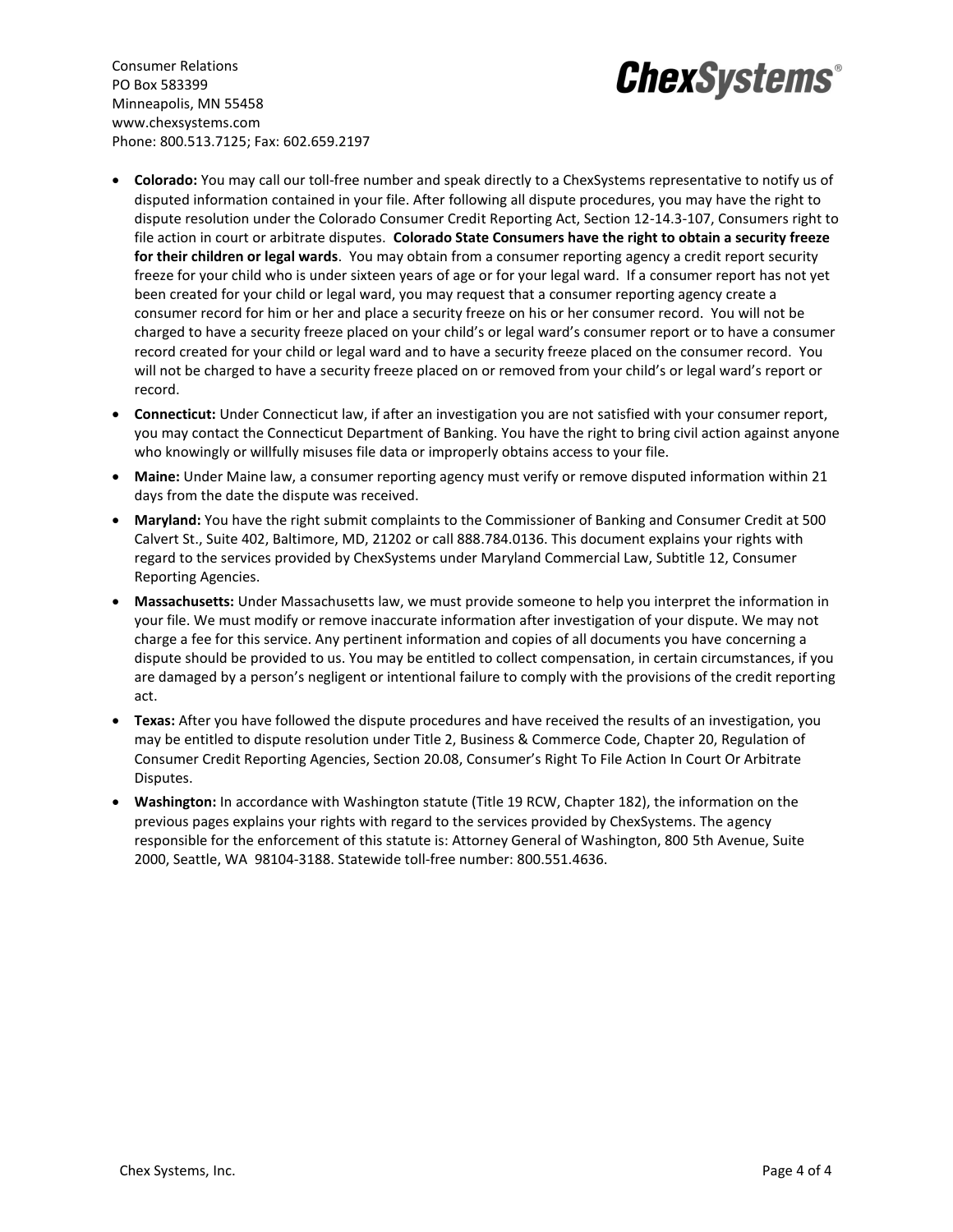Consumer Relations
PO Box 583399
Minneapolis, MN 55458
www.chexsystems.com
Phone: 800.513.7125; Fax: 602.659.2197

**ChexSystems®**

- **Colorado:** You may call our toll-free number and speak directly to a ChexSystems representative to notify us of disputed information contained in your file. After following all dispute procedures, you may have the right to dispute resolution under the Colorado Consumer Credit Reporting Act, Section 12-14.3-107, Consumers right to file action in court or arbitrate disputes. **Colorado State Consumers have the right to obtain a security freeze for their children or legal wards**. You may obtain from a consumer reporting agency a credit report security freeze for your child who is under sixteen years of age or for your legal ward. If a consumer report has not yet been created for your child or legal ward, you may request that a consumer reporting agency create a consumer record for him or her and place a security freeze on his or her consumer record. You will not be charged to have a security freeze placed on your child's or legal ward's consumer report or to have a consumer record created for your child or legal ward and to have a security freeze placed on the consumer record. You will not be charged to have a security freeze placed on or removed from your child's or legal ward's report or record.
- **Connecticut:** Under Connecticut law, if after an investigation you are not satisfied with your consumer report, you may contact the Connecticut Department of Banking. You have the right to bring civil action against anyone who knowingly or willfully misuses file data or improperly obtains access to your file.
- **Maine:** Under Maine law, a consumer reporting agency must verify or remove disputed information within 21 days from the date the dispute was received.
- **Maryland:** You have the right submit complaints to the Commissioner of Banking and Consumer Credit at 500 Calvert St., Suite 402, Baltimore, MD, 21202 or call 888.784.0136. This document explains your rights with regard to the services provided by ChexSystems under Maryland Commercial Law, Subtitle 12, Consumer Reporting Agencies.
- **Massachusetts:** Under Massachusetts law, we must provide someone to help you interpret the information in your file. We must modify or remove inaccurate information after investigation of your dispute. We may not charge a fee for this service. Any pertinent information and copies of all documents you have concerning a dispute should be provided to us. You may be entitled to collect compensation, in certain circumstances, if you are damaged by a person's negligent or intentional failure to comply with the provisions of the credit reporting act.
- **Texas:** After you have followed the dispute procedures and have received the results of an investigation, you may be entitled to dispute resolution under Title 2, Business & Commerce Code, Chapter 20, Regulation of Consumer Credit Reporting Agencies, Section 20.08, Consumer's Right To File Action In Court Or Arbitrate Disputes.
- **Washington:** In accordance with Washington statute (Title 19 RCW, Chapter 182), the information on the previous pages explains your rights with regard to the services provided by ChexSystems. The agency responsible for the enforcement of this statute is: Attorney General of Washington, 800 5th Avenue, Suite 2000, Seattle, WA 98104-3188. Statewide toll-free number: 800.551.4636.